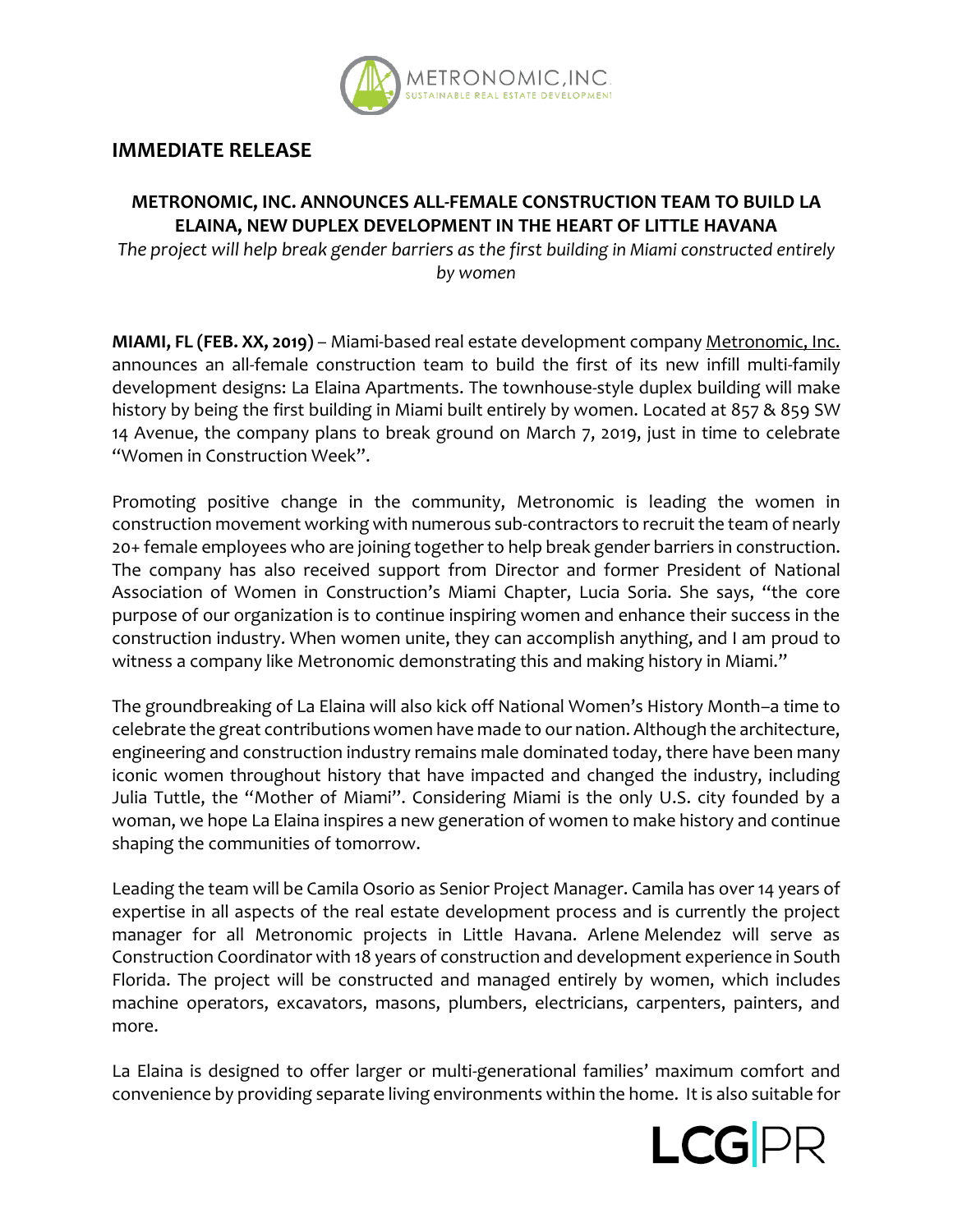## IMMEDIATE RELEASE

**METRONOMIC, INC. ANNOUNCES ALL-FEMALE CONSTRUCTION TEAM TO BUILD LA ELAINA, NEW DUPLEX DEVELOPMENT IN THE HEART OF LITTLE HAVANA**

*The project will help break gender barriers as the first building in Miami constructed entirely by women*

**MIAMI, FL (FEB. XX, 2019)** – Miami-based real estate development company Metronomic, Inc. announces an all-female construction team to build the first of its new infill multi-family development designs: La Elaina Apartments. The townhouse-style duplex building will make history by being the first building in Miami built entirely by women. Located at 857 & 859 SW 14 Avenue, the company plans to break ground on March 7, 2019, just in time to celebrate "Women in Construction Week".

Promoting positive change in the community, Metronomic is leading the women in construction movement working with numerous sub-contractors to recruit the team of nearly 20+ female employees who are joining together to help break gender barriers in construction. The company has also received support from Director and former President of National Association of Women in Construction's Miami Chapter, Lucia Soria. She says, "the core purpose of our organization is to continue inspiring women and enhance their success in the construction industry. When women unite, they can accomplish anything, and I am proud to witness a company like Metronomic demonstrating this and making history in Miami."

The groundbreaking of La Elaina will also kick off National Women's History Month–a time to celebrate the great contributions women have made to our nation. Although the architecture, engineering and construction industry remains male dominated today, there have been many iconic women throughout history that have impacted and changed the industry, including Julia Tuttle, the "Mother of Miami". Considering Miami is the only U.S. city founded by a woman, we hope La Elaina inspires a new generation of women to make history and continue shaping the communities of tomorrow.

Leading the team will be Camila Osorio as Senior Project Manager. Camila has over 14 years of expertise in all aspects of the real estate development process and is currently the project manager for all Metronomic projects in Little Havana. Arlene Melendez will serve as Construction Coordinator with 18 years of construction and development experience in South Florida. The project will be constructed and managed entirely by women, which includes machine operators, excavators, masons, plumbers, electricians, carpenters, painters, and more.

La Elaina is designed to offer larger or multi-generational families' maximum comfort and convenience by providing separate living environments within the home. It is also suitable for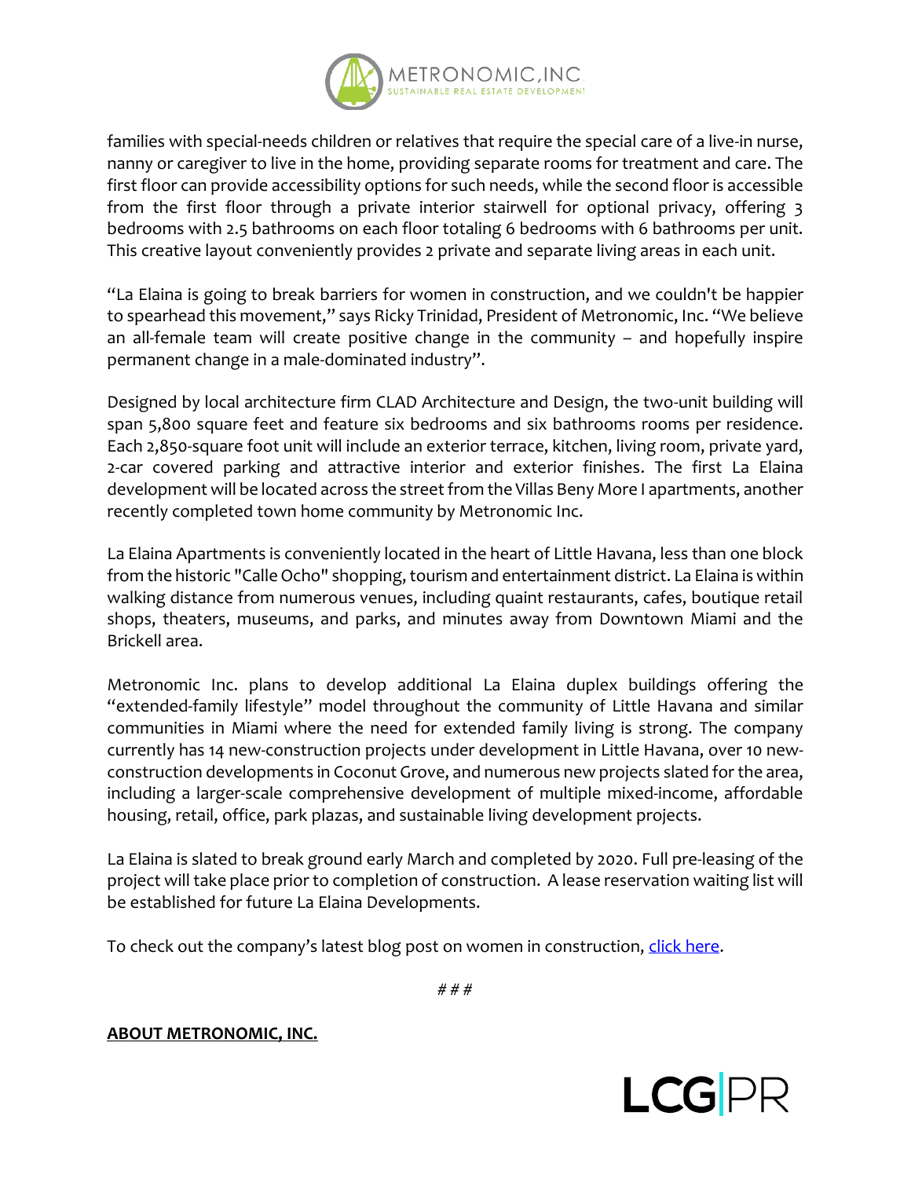families with special-needs children or relatives that require the special care of a live-in nurse, nanny or caregiver to live in the home, providing separate rooms for treatment and care. The first floor can provide accessibility options for such needs, while the second floor is accessible from the first floor through a private interior stairwell for optional privacy, offering 3 bedrooms with 2.5 bathrooms on each floor totaling 6 bedrooms with 6 bathrooms per unit. This creative layout conveniently provides 2 private and separate living areas in each unit.

"La Elaina is going to break barriers for women in construction, and we couldn't be happier to spearhead this movement," says Ricky Trinidad, President of Metronomic, Inc. "We believe an all-female team will create positive change in the community – and hopefully inspire permanent change in a male-dominated industry".

Designed by local architecture firm CLAD Architecture and Design, the two-unit building will span 5,800 square feet and feature six bedrooms and six bathrooms rooms per residence. Each 2,850-square foot unit will include an exterior terrace, kitchen, living room, private yard, 2-car covered parking and attractive interior and exterior finishes. The first La Elaina development will be located across the street from the Villas Beny More I apartments, another recently completed town home community by Metronomic Inc.

La Elaina Apartments is conveniently located in the heart of Little Havana, less than one block from the historic "Calle Ocho" shopping, tourism and entertainment district. La Elaina is within walking distance from numerous venues, including quaint restaurants, cafes, boutique retail shops, theaters, museums, and parks, and minutes away from Downtown Miami and the Brickell area.

Metronomic Inc. plans to develop additional La Elaina duplex buildings offering the "extended-family lifestyle" model throughout the community of Little Havana and similar communities in Miami where the need for extended family living is strong. The company currently has 14 new-construction projects under development in Little Havana, over 10 new-construction developments in Coconut Grove, and numerous new projects slated for the area, including a larger-scale comprehensive development of multiple mixed-income, affordable housing, retail, office, park plazas, and sustainable living development projects.

La Elaina is slated to break ground early March and completed by 2020. Full pre-leasing of the project will take place prior to completion of construction. A lease reservation waiting list will be established for future La Elaina Developments.

To check out the company's latest blog post on women in construction, [click here](#).

# # #

**ABOUT METRONOMIC, INC.**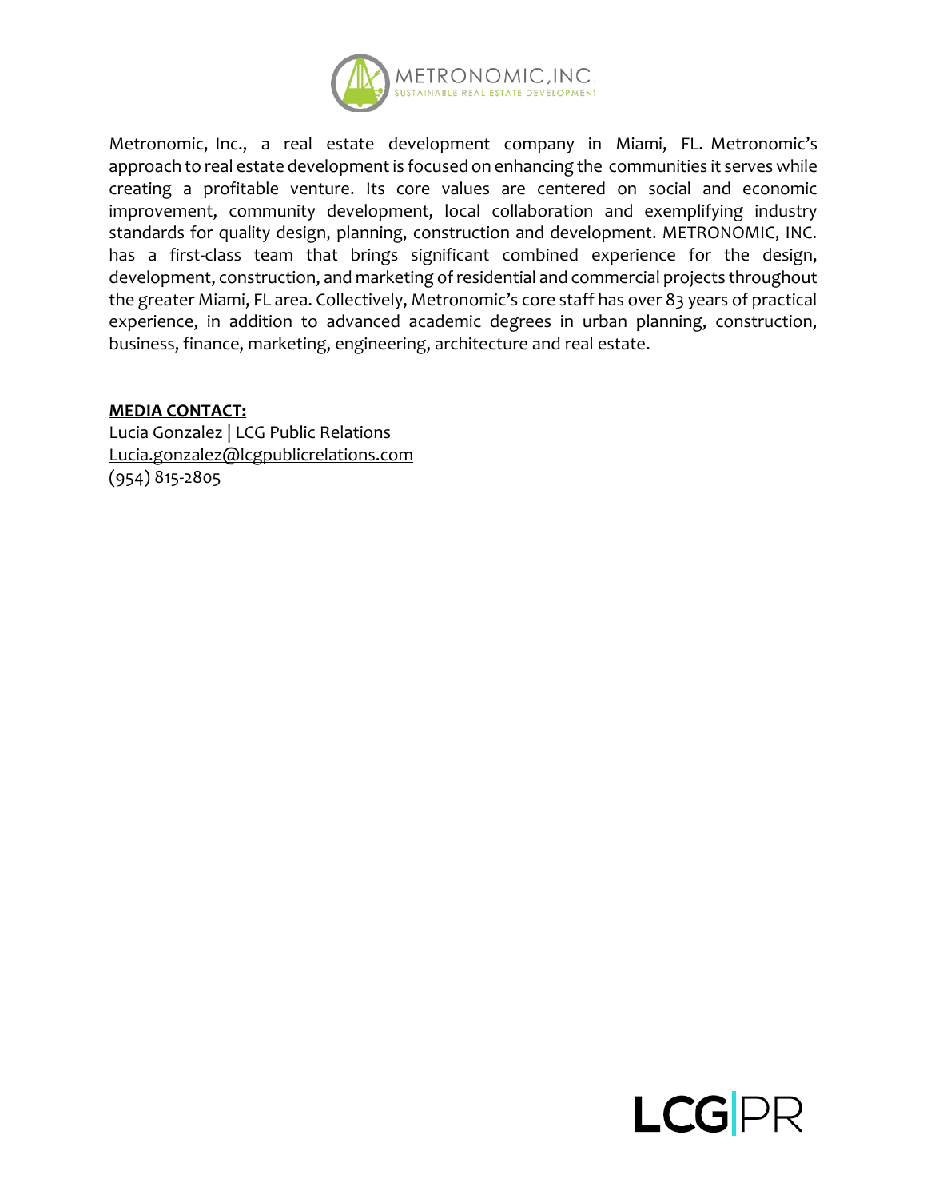METRONOMIC, INC.
SUSTAINABLE REAL ESTATE DEVELOPMENT

Metronomic, Inc., a real estate development company in Miami, FL. Metronomic's approach to real estate development is focused on enhancing the communities it serves while creating a profitable venture. Its core values are centered on social and economic improvement, community development, local collaboration and exemplifying industry standards for quality design, planning, construction and development. METRONOMIC, INC. has a first-class team that brings significant combined experience for the design, development, construction, and marketing of residential and commercial projects throughout the greater Miami, FL area. Collectively, Metronomic's core staff has over 83 years of practical experience, in addition to advanced academic degrees in urban planning, construction, business, finance, marketing, engineering, architecture and real estate.

**MEDIA CONTACT:**
Lucia Gonzalez | LCG Public Relations
Lucia.gonzalez@lcgpublicrelations.com
(954) 815-2805

LCG|PR